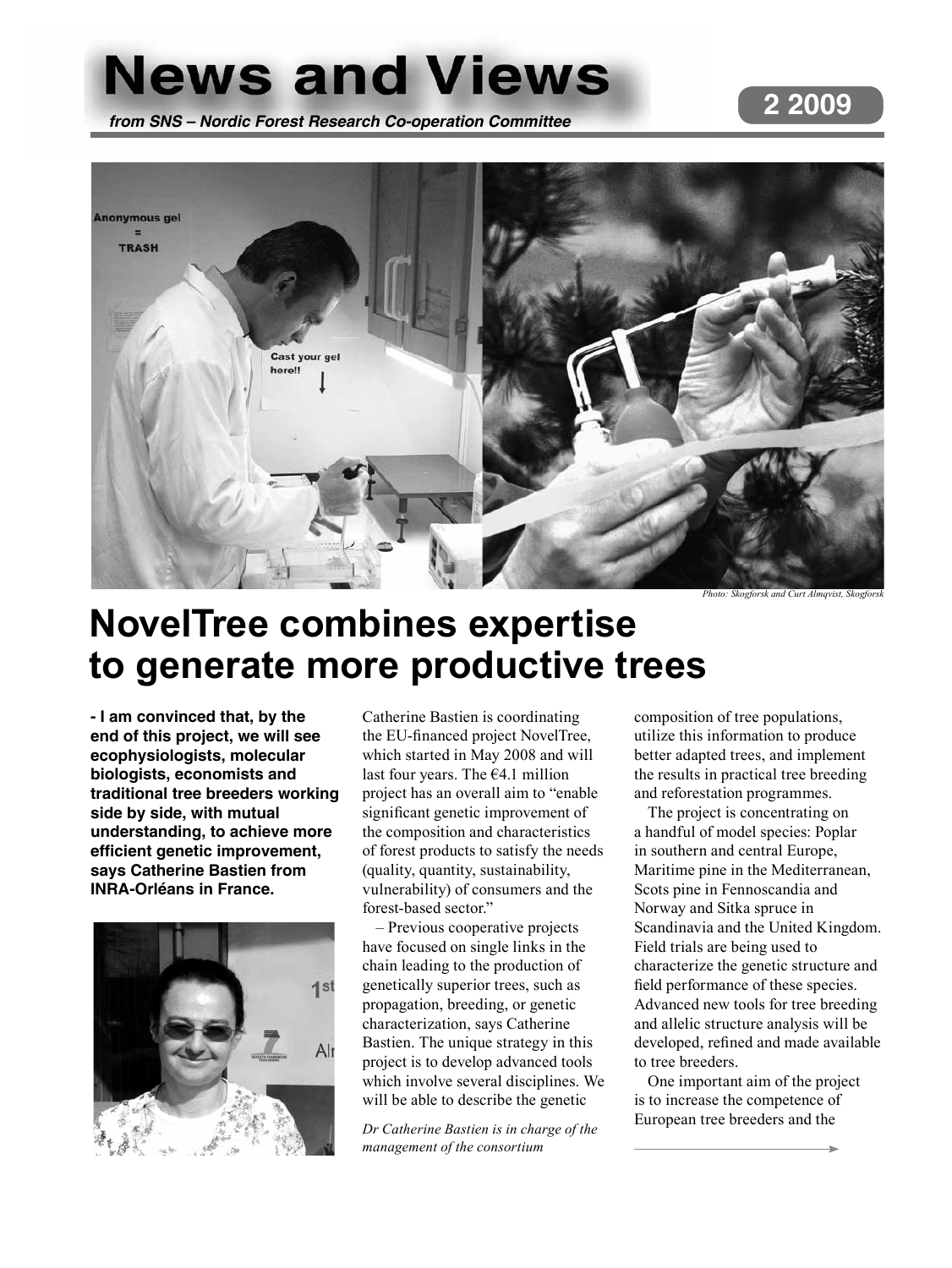# News and Views

*from SNS – Nordic Forest Research Co-operation Committee*

**2 2009**

*Photo: Skogforsk and Curt Almqvist, Skogforsk*

## NovelTree combines expertise to generate more productive trees

**- I am convinced that, by the end of this project, we will see ecophysiologists, molecular biologists, economists and traditional tree breeders working side by side, with mutual understanding, to achieve more efficient genetic improvement, says Catherine Bastien from INRA-Orléans in France.**

*Dr Catherine Bastien is in charge of the management of the consortium*

Catherine Bastien is coordinating the EU-financed project NovelTree, which started in May 2008 and will last four years. The €4.1 million project has an overall aim to "enable significant genetic improvement of the composition and characteristics of forest products to satisfy the needs (quality, quantity, sustainability, vulnerability) of consumers and the forest-based sector."

– Previous cooperative projects have focused on single links in the chain leading to the production of genetically superior trees, such as propagation, breeding, or genetic characterization, says Catherine Bastien. The unique strategy in this project is to develop advanced tools which involve several disciplines. We will be able to describe the genetic composition of tree populations, utilize this information to produce better adapted trees, and implement the results in practical tree breeding and reforestation programmes.

The project is concentrating on a handful of model species: Poplar in southern and central Europe, Maritime pine in the Mediterranean, Scots pine in Fennoscandia and Norway and Sitka spruce in Scandinavia and the United Kingdom. Field trials are being used to characterize the genetic structure and field performance of these species. Advanced new tools for tree breeding and allelic structure analysis will be developed, refined and made available to tree breeders.

One important aim of the project is to increase the competence of European tree breeders and the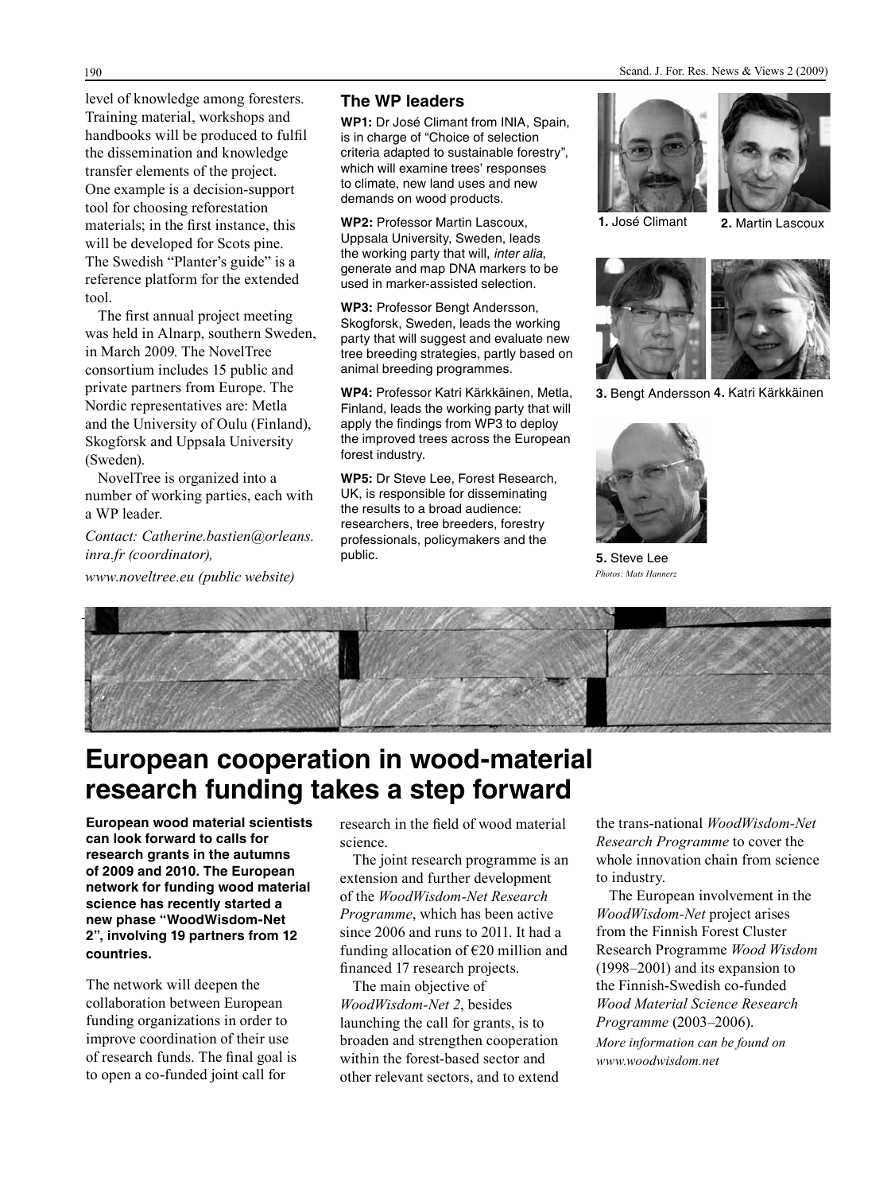level of knowledge among foresters. Training material, workshops and handbooks will be produced to fulfil the dissemination and knowledge transfer elements of the project. One example is a decision-support tool for choosing reforestation materials; in the first instance, this will be developed for Scots pine. The Swedish "Planter's guide" is a reference platform for the extended tool.

The first annual project meeting was held in Alnarp, southern Sweden, in March 2009. The NovelTree consortium includes 15 public and private partners from Europe. The Nordic representatives are: Metla and the University of Oulu (Finland), Skogforsk and Uppsala University (Sweden).

NovelTree is organized into a number of working parties, each with a WP leader.

*Contact: Catherine.bastien@orleans.inra.fr (coordinator),*

*www.noveltree.eu (public website)*

### The WP leaders

**WP1:** Dr José Climant from INIA, Spain, is in charge of "Choice of selection criteria adapted to sustainable forestry", which will examine trees' responses to climate, new land uses and new demands on wood products.

**WP2:** Professor Martin Lascoux, Uppsala University, Sweden, leads the working party that will, *inter alia*, generate and map DNA markers to be used in marker-assisted selection.

**WP3:** Professor Bengt Andersson, Skogforsk, Sweden, leads the working party that will suggest and evaluate new tree breeding strategies, partly based on animal breeding programmes.

**WP4:** Professor Katri Kärkkäinen, Metla, Finland, leads the working party that will apply the findings from WP3 to deploy the improved trees across the European forest industry.

**WP5:** Dr Steve Lee, Forest Research, UK, is responsible for disseminating the results to a broad audience: researchers, tree breeders, forestry professionals, policymakers and the public.

**1.** José Climant **2.** Martin Lascoux

**3.** Bengt Andersson **4.** Katri Kärkkäinen

**5.** Steve Lee

*Photos: Mats Hannerz*

# European cooperation in wood-material research funding takes a step forward

**European wood material scientists can look forward to calls for research grants in the autumns of 2009 and 2010. The European network for funding wood material science has recently started a new phase "WoodWisdom-Net 2", involving 19 partners from 12 countries.**

The network will deepen the collaboration between European funding organizations in order to improve coordination of their use of research funds. The final goal is to open a co-funded joint call for research in the field of wood material science.

The joint research programme is an extension and further development of the *WoodWisdom-Net Research Programme*, which has been active since 2006 and runs to 2011. It had a funding allocation of €20 million and financed 17 research projects.

The main objective of *WoodWisdom-Net 2*, besides launching the call for grants, is to broaden and strengthen cooperation within the forest-based sector and other relevant sectors, and to extend the trans-national *WoodWisdom-Net Research Programme* to cover the whole innovation chain from science to industry.

The European involvement in the *WoodWisdom-Net* project arises from the Finnish Forest Cluster Research Programme *Wood Wisdom* (1998–2001) and its expansion to the Finnish-Swedish co-funded *Wood Material Science Research Programme* (2003–2006).

*More information can be found on www.woodwisdom.net*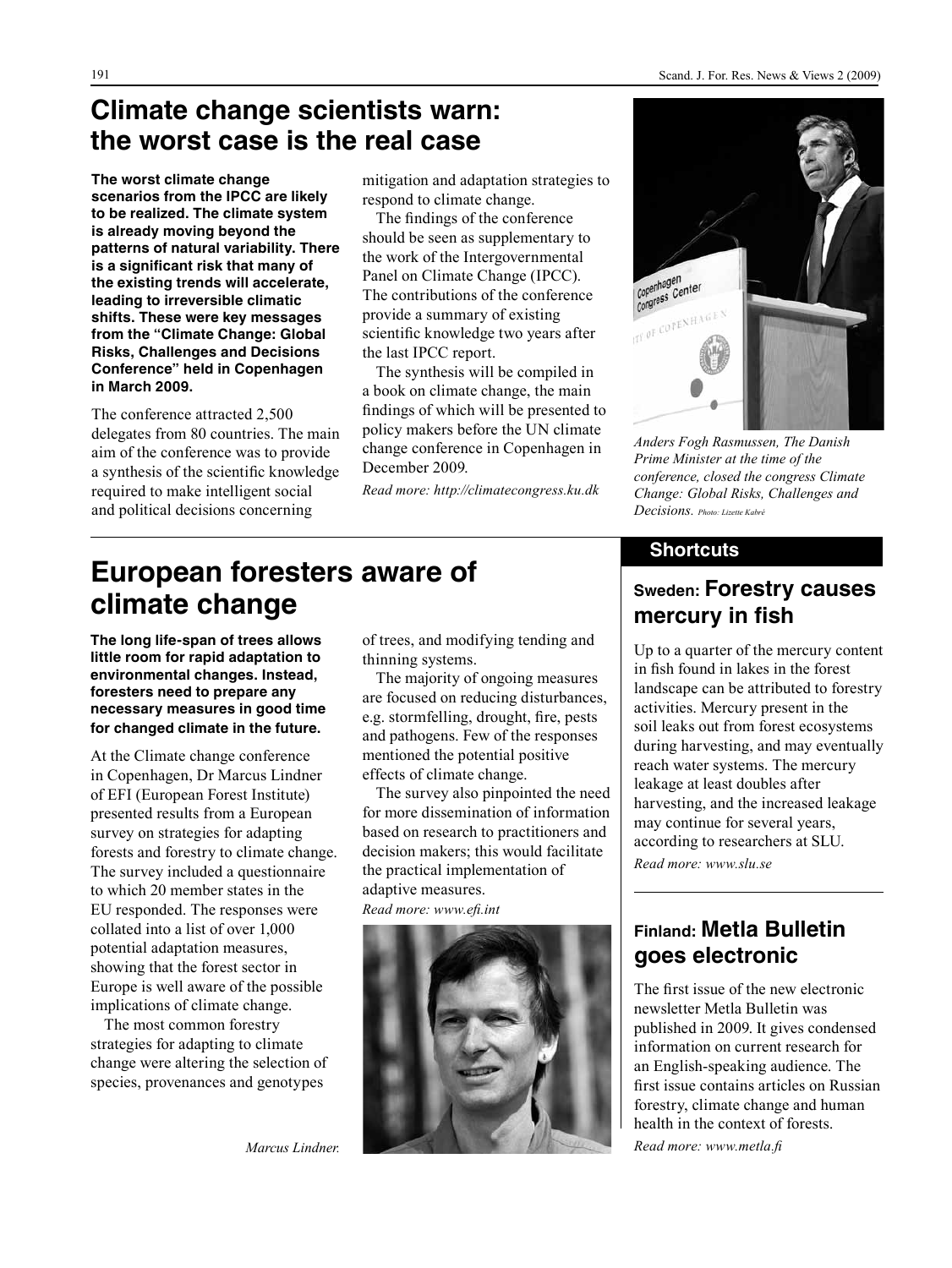# Climate change scientists warn: the worst case is the real case

**The worst climate change scenarios from the IPCC are likely to be realized. The climate system is already moving beyond the patterns of natural variability. There is a significant risk that many of the existing trends will accelerate, leading to irreversible climatic shifts. These were key messages from the "Climate Change: Global Risks, Challenges and Decisions Conference" held in Copenhagen in March 2009.**

The conference attracted 2,500 delegates from 80 countries. The main aim of the conference was to provide a synthesis of the scientific knowledge required to make intelligent social and political decisions concerning mitigation and adaptation strategies to respond to climate change.

The findings of the conference should be seen as supplementary to the work of the Intergovernmental Panel on Climate Change (IPCC). The contributions of the conference provide a summary of existing scientific knowledge two years after the last IPCC report.

The synthesis will be compiled in a book on climate change, the main findings of which will be presented to policy makers before the UN climate change conference in Copenhagen in December 2009.

*Read more: http://climatecongress.ku.dk*

*Anders Fogh Rasmussen, The Danish Prime Minister at the time of the conference, closed the congress Climate Change: Global Risks, Challenges and Decisions. Photo: Lizette Kabré*

# European foresters aware of climate change

**The long life-span of trees allows little room for rapid adaptation to environmental changes. Instead, foresters need to prepare any necessary measures in good time for changed climate in the future.**

At the Climate change conference in Copenhagen, Dr Marcus Lindner of EFI (European Forest Institute) presented results from a European survey on strategies for adapting forests and forestry to climate change. The survey included a questionnaire to which 20 member states in the EU responded. The responses were collated into a list of over 1,000 potential adaptation measures, showing that the forest sector in Europe is well aware of the possible implications of climate change.

The most common forestry strategies for adapting to climate change were altering the selection of species, provenances and genotypes of trees, and modifying tending and thinning systems.

The majority of ongoing measures are focused on reducing disturbances, e.g. stormfelling, drought, fire, pests and pathogens. Few of the responses mentioned the potential positive effects of climate change.

The survey also pinpointed the need for more dissemination of information based on research to practitioners and decision makers; this would facilitate the practical implementation of adaptive measures.

*Read more: www.efi.int*

*Marcus Lindner.*

## Shortcuts

### Sweden: Forestry causes mercury in fish

Up to a quarter of the mercury content in fish found in lakes in the forest landscape can be attributed to forestry activities. Mercury present in the soil leaks out from forest ecosystems during harvesting, and may eventually reach water systems. The mercury leakage at least doubles after harvesting, and the increased leakage may continue for several years, according to researchers at SLU.

*Read more: www.slu.se*

### Finland: Metla Bulletin goes electronic

The first issue of the new electronic newsletter Metla Bulletin was published in 2009. It gives condensed information on current research for an English-speaking audience. The first issue contains articles on Russian forestry, climate change and human health in the context of forests.

*Read more: www.metla.fi*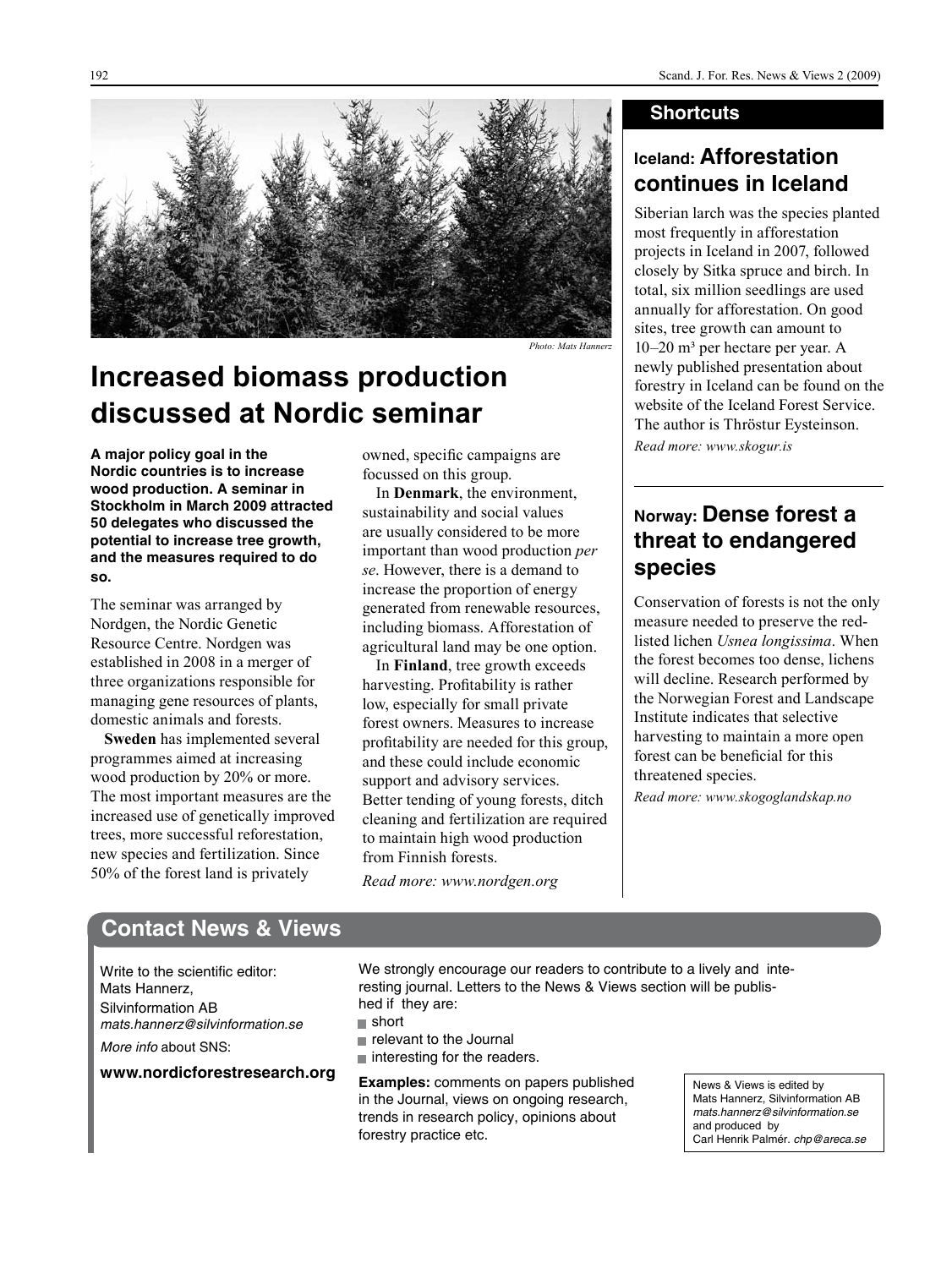Photo: Mats Hannerz

# Increased biomass production discussed at Nordic seminar

**A major policy goal in the Nordic countries is to increase wood production. A seminar in Stockholm in March 2009 attracted 50 delegates who discussed the potential to increase tree growth, and the measures required to do so.**

The seminar was arranged by Nordgen, the Nordic Genetic Resource Centre. Nordgen was established in 2008 in a merger of three organizations responsible for managing gene resources of plants, domestic animals and forests.

**Sweden** has implemented several programmes aimed at increasing wood production by 20% or more. The most important measures are the increased use of genetically improved trees, more successful reforestation, new species and fertilization. Since 50% of the forest land is privately owned, specific campaigns are focussed on this group.

In **Denmark**, the environment, sustainability and social values are usually considered to be more important than wood production *per se*. However, there is a demand to increase the proportion of energy generated from renewable resources, including biomass. Afforestation of agricultural land may be one option.

In **Finland**, tree growth exceeds harvesting. Profitability is rather low, especially for small private forest owners. Measures to increase profitability are needed for this group, and these could include economic support and advisory services. Better tending of young forests, ditch cleaning and fertilization are required to maintain high wood production from Finnish forests.

*Read more: www.nordgen.org*

## Shortcuts

### Iceland: Afforestation continues in Iceland

Siberian larch was the species planted most frequently in afforestation projects in Iceland in 2007, followed closely by Sitka spruce and birch. In total, six million seedlings are used annually for afforestation. On good sites, tree growth can amount to 10–20 m³ per hectare per year. A newly published presentation about forestry in Iceland can be found on the website of the Iceland Forest Service. The author is Thröstur Eysteinson.

*Read more: www.skogur.is*

### Norway: Dense forest a threat to endangered species

Conservation of forests is not the only measure needed to preserve the red-listed lichen *Usnea longissima*. When the forest becomes too dense, lichens will decline. Research performed by the Norwegian Forest and Landscape Institute indicates that selective harvesting to maintain a more open forest can be beneficial for this threatened species.

*Read more: www.skogoglandskap.no*

## Contact News & Views

Write to the scientific editor:
Mats Hannerz,
Silvinformation AB
*mats.hannerz@silvinformation.se*

*More info* about SNS:

**www.nordicforestresearch.org**

We strongly encourage our readers to contribute to a lively and interesting journal. Letters to the News & Views section will be published if they are:

- short
- relevant to the Journal
- interesting for the readers.

**Examples:** comments on papers published in the Journal, views on ongoing research, trends in research policy, opinions about forestry practice etc.

News & Views is edited by Mats Hannerz, Silvinformation AB *mats.hannerz@silvinformation.se* and produced by Carl Henrik Palmér. *chp@areca.se*